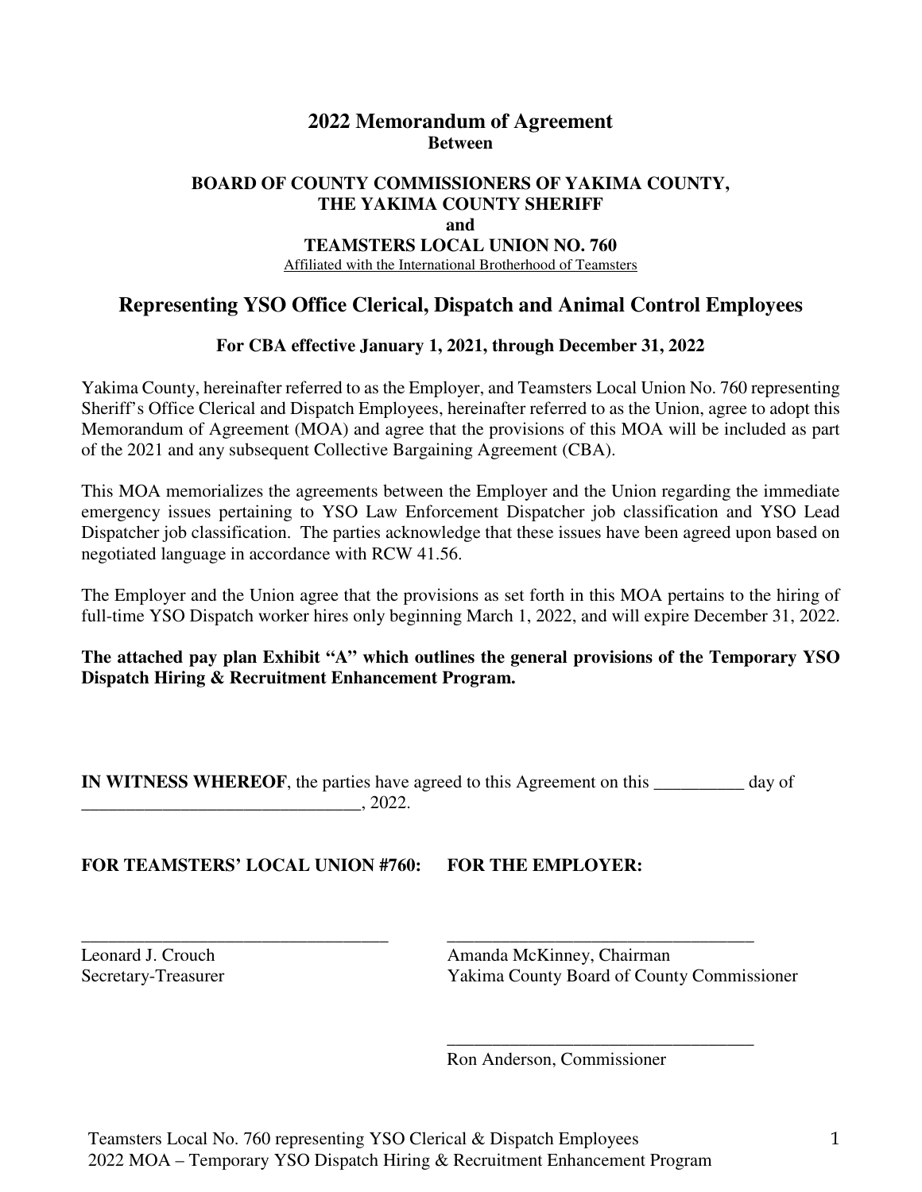# 2022 Memorandum of Agreement

**Between**

**BOARD OF COUNTY COMMISSIONERS OF YAKIMA COUNTY,**
**THE YAKIMA COUNTY SHERIFF**
**and**
**TEAMSTERS LOCAL UNION NO. 760**
Affiliated with the International Brotherhood of Teamsters

## Representing YSO Office Clerical, Dispatch and Animal Control Employees

**For CBA effective January 1, 2021, through December 31, 2022**

Yakima County, hereinafter referred to as the Employer, and Teamsters Local Union No. 760 representing Sheriff's Office Clerical and Dispatch Employees, hereinafter referred to as the Union, agree to adopt this Memorandum of Agreement (MOA) and agree that the provisions of this MOA will be included as part of the 2021 and any subsequent Collective Bargaining Agreement (CBA).

This MOA memorializes the agreements between the Employer and the Union regarding the immediate emergency issues pertaining to YSO Law Enforcement Dispatcher job classification and YSO Lead Dispatcher job classification. The parties acknowledge that these issues have been agreed upon based on negotiated language in accordance with RCW 41.56.

The Employer and the Union agree that the provisions as set forth in this MOA pertains to the hiring of full-time YSO Dispatch worker hires only beginning March 1, 2022, and will expire December 31, 2022.

**The attached pay plan Exhibit "A" which outlines the general provisions of the Temporary YSO Dispatch Hiring & Recruitment Enhancement Program.**

**IN WITNESS WHEREOF**, the parties have agreed to this Agreement on this __________ day of _______________________________, 2022.

**FOR TEAMSTERS' LOCAL UNION #760:**

___________________________________
Leonard J. Crouch
Secretary-Treasurer

**FOR THE EMPLOYER:**

___________________________________
Amanda McKinney, Chairman
Yakima County Board of County Commissioner

___________________________________
Ron Anderson, Commissioner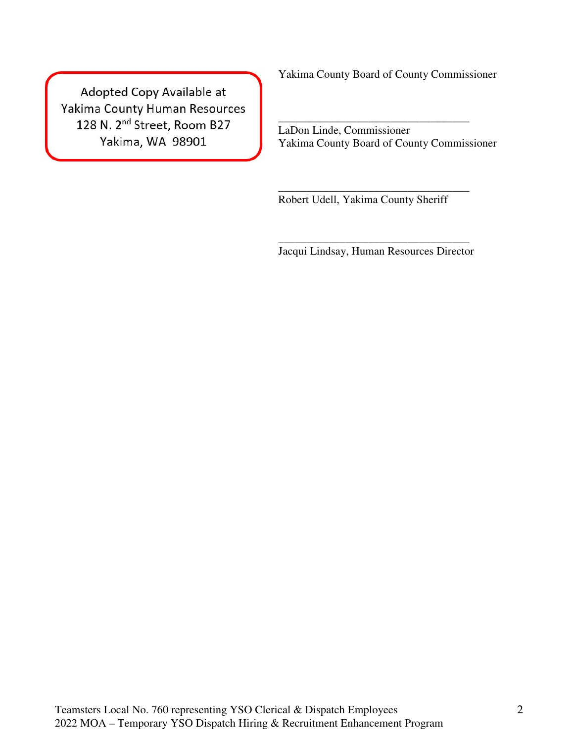Adopted Copy Available at
Yakima County Human Resources
128 N. 2nd Street, Room B27
Yakima, WA 98901

Yakima County Board of County Commissioner

\_\_\_\_\_\_\_\_\_\_\_\_\_\_\_\_\_\_\_\_\_\_\_\_\_\_\_\_\_\_\_\_\_\_\_
LaDon Linde, Commissioner
Yakima County Board of County Commissioner

\_\_\_\_\_\_\_\_\_\_\_\_\_\_\_\_\_\_\_\_\_\_\_\_\_\_\_\_\_\_\_\_\_\_\_
Robert Udell, Yakima County Sheriff

\_\_\_\_\_\_\_\_\_\_\_\_\_\_\_\_\_\_\_\_\_\_\_\_\_\_\_\_\_\_\_\_\_\_\_
Jacqui Lindsay, Human Resources Director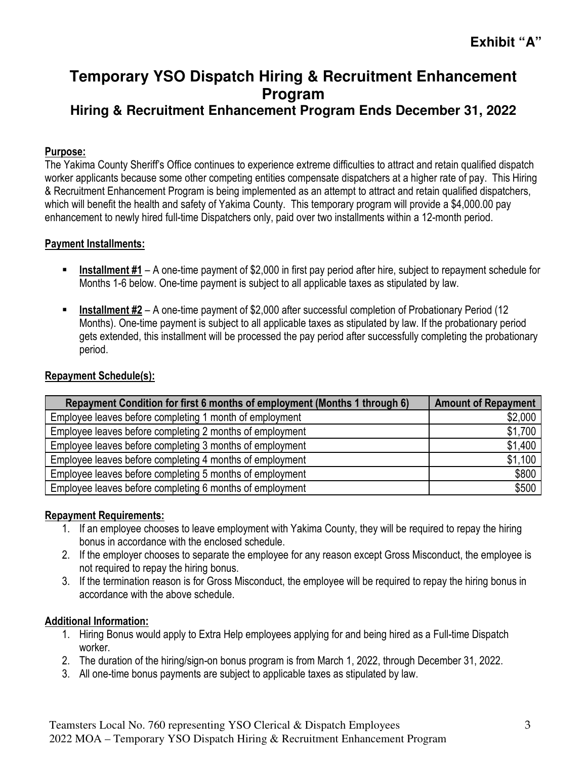**Exhibit "A"**

# Temporary YSO Dispatch Hiring & Recruitment Enhancement Program

## Hiring & Recruitment Enhancement Program Ends December 31, 2022

**Purpose:**

The Yakima County Sheriff's Office continues to experience extreme difficulties to attract and retain qualified dispatch worker applicants because some other competing entities compensate dispatchers at a higher rate of pay. This Hiring & Recruitment Enhancement Program is being implemented as an attempt to attract and retain qualified dispatchers, which will benefit the health and safety of Yakima County. This temporary program will provide a $4,000.00 pay enhancement to newly hired full-time Dispatchers only, paid over two installments within a 12-month period.

**Payment Installments:**

- **Installment #1** – A one-time payment of $2,000 in first pay period after hire, subject to repayment schedule for Months 1-6 below. One-time payment is subject to all applicable taxes as stipulated by law.
- **Installment #2** – A one-time payment of $2,000 after successful completion of Probationary Period (12 Months). One-time payment is subject to all applicable taxes as stipulated by law. If the probationary period gets extended, this installment will be processed the pay period after successfully completing the probationary period.

**Repayment Schedule(s):**

| Repayment Condition for first 6 months of employment (Months 1 through 6) | Amount of Repayment |
|---|---|
| Employee leaves before completing 1 month of employment | $2,000 |
| Employee leaves before completing 2 months of employment | $1,700 |
| Employee leaves before completing 3 months of employment | $1,400 |
| Employee leaves before completing 4 months of employment | $1,100 |
| Employee leaves before completing 5 months of employment | $800 |
| Employee leaves before completing 6 months of employment | $500 |

**Repayment Requirements:**

1. If an employee chooses to leave employment with Yakima County, they will be required to repay the hiring bonus in accordance with the enclosed schedule.
2. If the employer chooses to separate the employee for any reason except Gross Misconduct, the employee is not required to repay the hiring bonus.
3. If the termination reason is for Gross Misconduct, the employee will be required to repay the hiring bonus in accordance with the above schedule.

**Additional Information:**

1. Hiring Bonus would apply to Extra Help employees applying for and being hired as a Full-time Dispatch worker.
2. The duration of the hiring/sign-on bonus program is from March 1, 2022, through December 31, 2022.
3. All one-time bonus payments are subject to applicable taxes as stipulated by law.